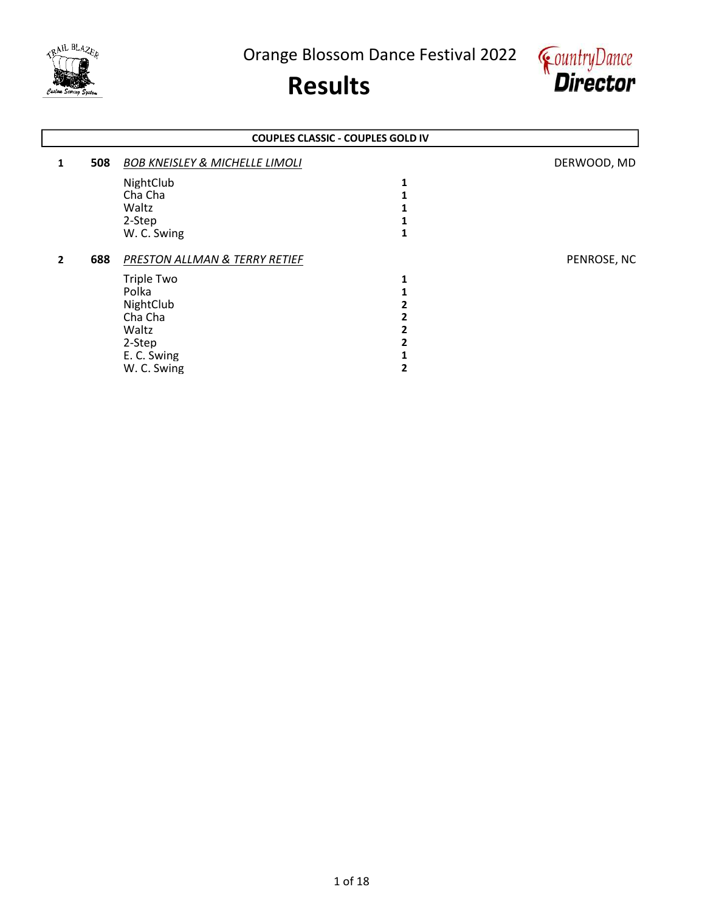# Orange Blossom Dance Festival 2022

# Results

## COUPLES CLASSIC - COUPLES GOLD IV

**1** **508** *BOB KNEISLEY & MICHELLE LIMOLI* — DERWOOD, MD

| Dance | Place |
|---|---|
| NightClub | **1** |
| Cha Cha | **1** |
| Waltz | **1** |
| 2-Step | **1** |
| W. C. Swing | **1** |

**2** **688** *PRESTON ALLMAN & TERRY RETIEF* — PENROSE, NC

| Dance | Place |
|---|---|
| Triple Two | **1** |
| Polka | **1** |
| NightClub | **2** |
| Cha Cha | **2** |
| Waltz | **2** |
| 2-Step | **2** |
| E. C. Swing | **1** |
| W. C. Swing | **2** |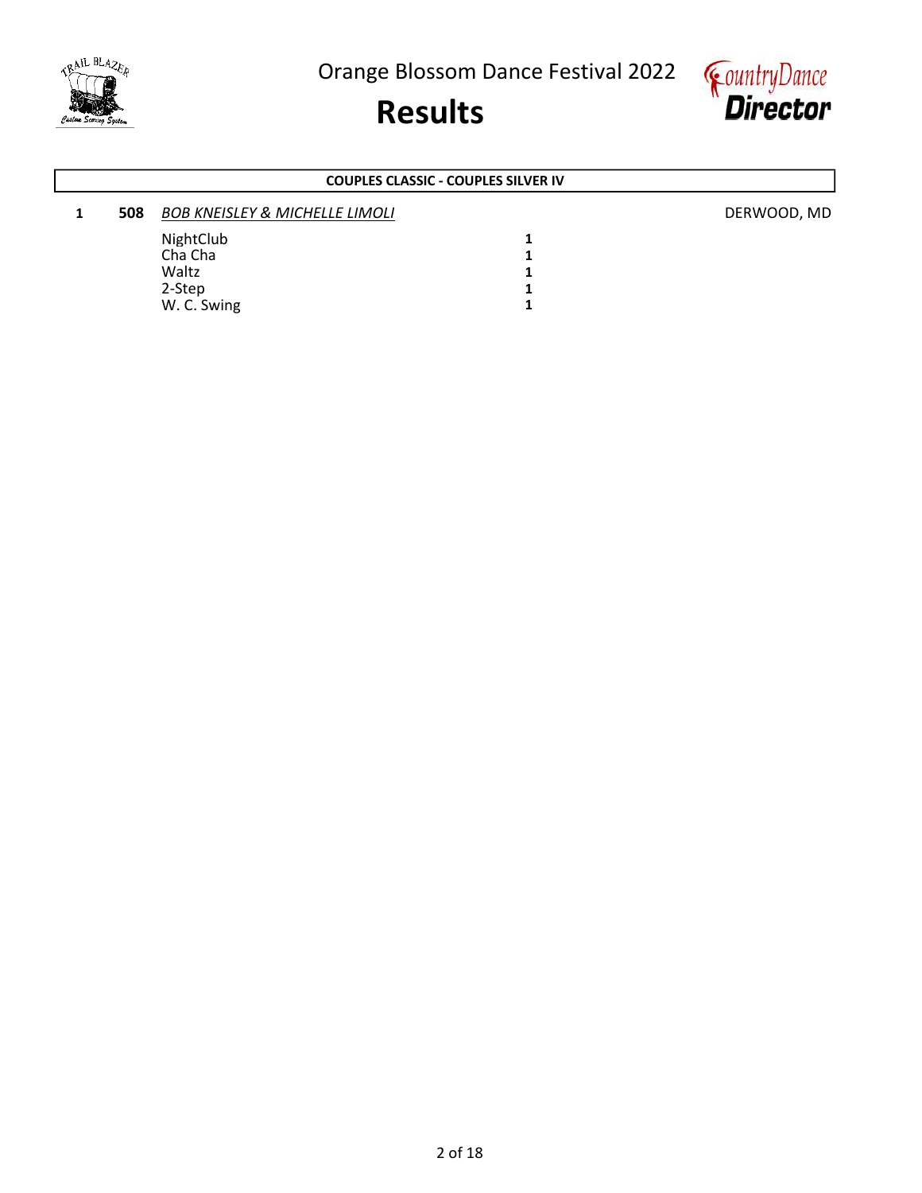Orange Blossom Dance Festival 2022

# Results

## COUPLES CLASSIC - COUPLES SILVER IV

| Place | No. | Couple | Dance | Score | Location |
|---|---|---|---|---|---|
| 1 | **508** | *BOB KNEISLEY & MICHELLE LIMOLI* | | | DERWOOD, MD |
| | | | NightClub | **1** | |
| | | | Cha Cha | **1** | |
| | | | Waltz | **1** | |
| | | | 2-Step | **1** | |
| | | | W. C. Swing | **1** | |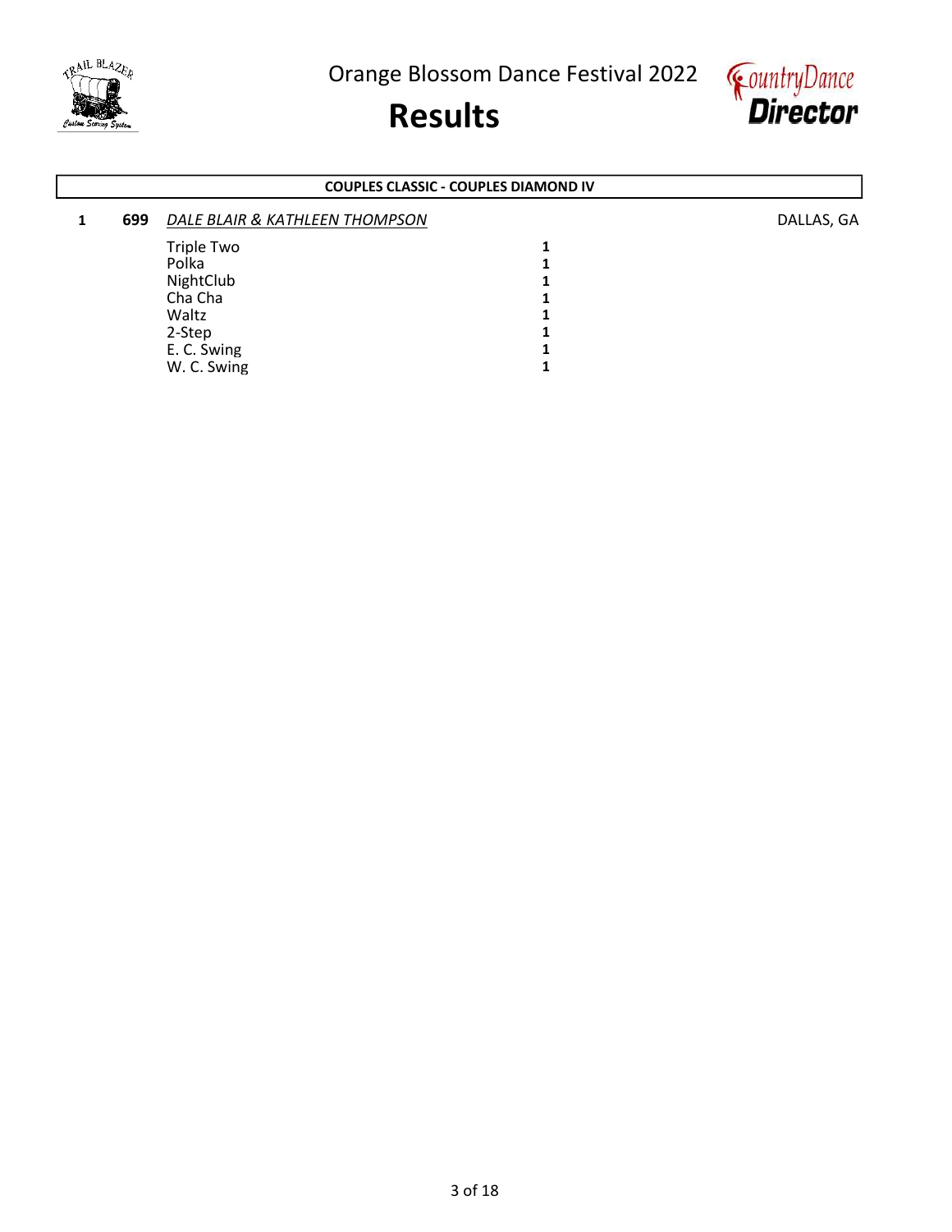# Orange Blossom Dance Festival 2022

# Results

**COUPLES CLASSIC - COUPLES DIAMOND IV**

| Place | No. | Couple | Dance | Score | Location |
|---|---|---|---|---|---|
| 1 | 699 | *DALE BLAIR & KATHLEEN THOMPSON* | | | DALLAS, GA |
| | | | Triple Two | 1 | |
| | | | Polka | 1 | |
| | | | NightClub | 1 | |
| | | | Cha Cha | 1 | |
| | | | Waltz | 1 | |
| | | | 2-Step | 1 | |
| | | | E. C. Swing | 1 | |
| | | | W. C. Swing | 1 | |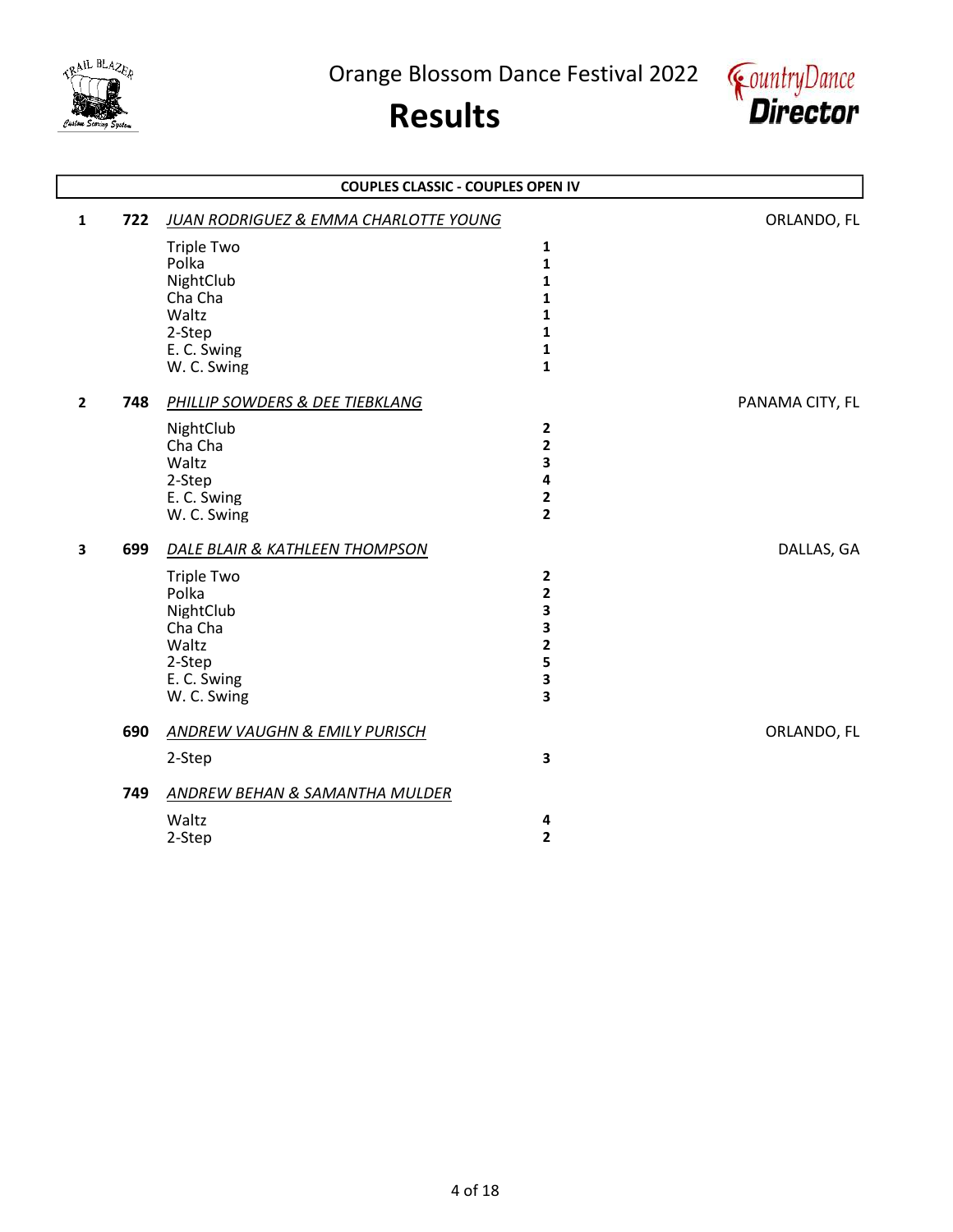Orange Blossom Dance Festival 2022

# Results

## COUPLES CLASSIC - COUPLES OPEN IV

**1** **722** *JUAN RODRIGUEZ & EMMA CHARLOTTE YOUNG* — ORLANDO, FL

| Dance | Place |
|---|---|
| Triple Two | **1** |
| Polka | **1** |
| NightClub | **1** |
| Cha Cha | **1** |
| Waltz | **1** |
| 2-Step | **1** |
| E. C. Swing | **1** |
| W. C. Swing | **1** |

**2** **748** *PHILLIP SOWDERS & DEE TIEBKLANG* — PANAMA CITY, FL

| Dance | Place |
|---|---|
| NightClub | **2** |
| Cha Cha | **2** |
| Waltz | **3** |
| 2-Step | **4** |
| E. C. Swing | **2** |
| W. C. Swing | **2** |

**3** **699** *DALE BLAIR & KATHLEEN THOMPSON* — DALLAS, GA

| Dance | Place |
|---|---|
| Triple Two | **2** |
| Polka | **2** |
| NightClub | **3** |
| Cha Cha | **3** |
| Waltz | **2** |
| 2-Step | **5** |
| E. C. Swing | **3** |
| W. C. Swing | **3** |

**690** *ANDREW VAUGHN & EMILY PURISCH* — ORLANDO, FL

| Dance | Place |
|---|---|
| 2-Step | **3** |

**749** *ANDREW BEHAN & SAMANTHA MULDER*

| Dance | Place |
|---|---|
| Waltz | **4** |
| 2-Step | **2** |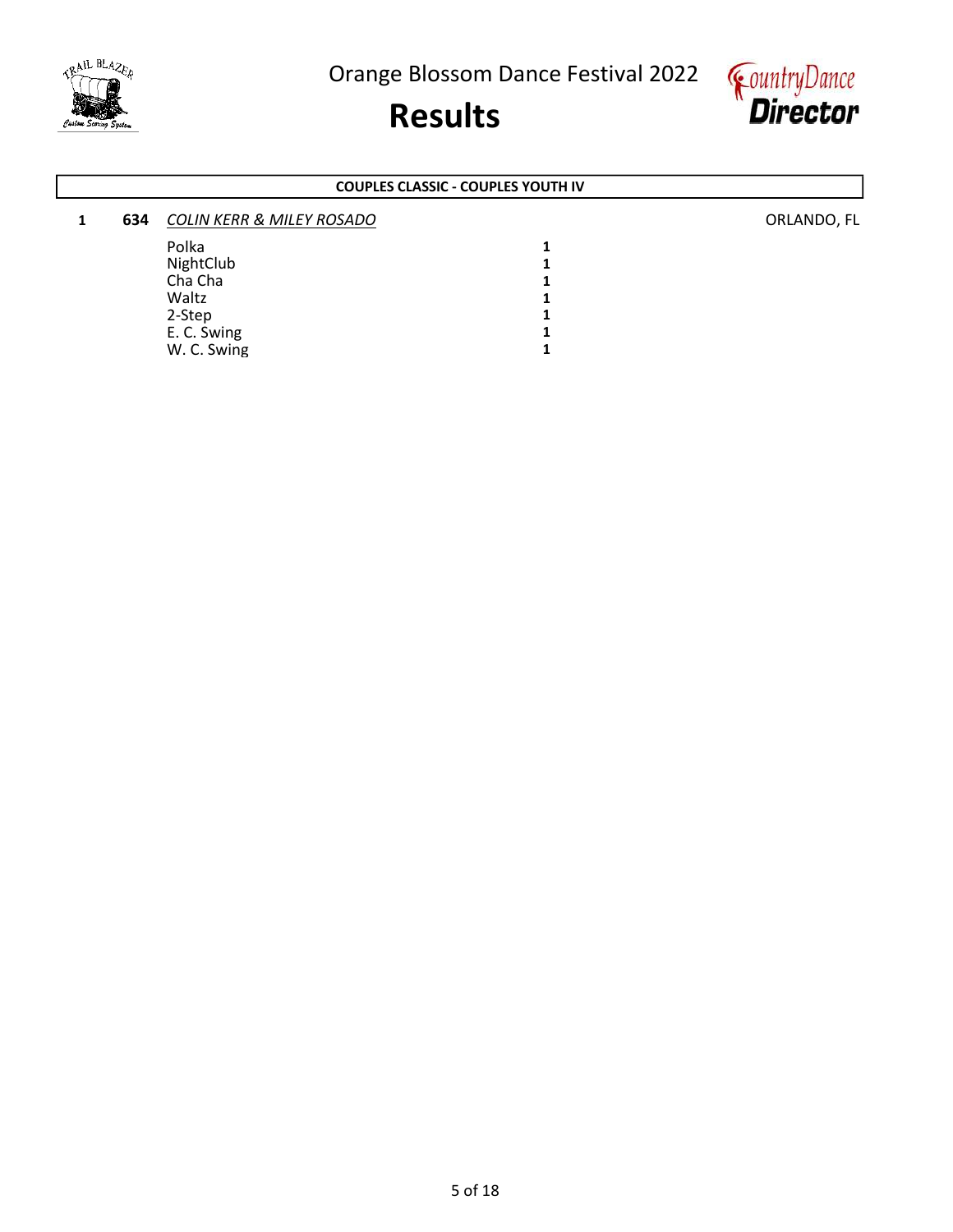# Orange Blossom Dance Festival 2022

# Results

## COUPLES CLASSIC - COUPLES YOUTH IV

**1** **634** *COLIN KERR & MILEY ROSADO* ORLANDO, FL

| Dance | Place |
|---|---|
| Polka | 1 |
| NightClub | 1 |
| Cha Cha | 1 |
| Waltz | 1 |
| 2-Step | 1 |
| E. C. Swing | 1 |
| W. C. Swing | 1 |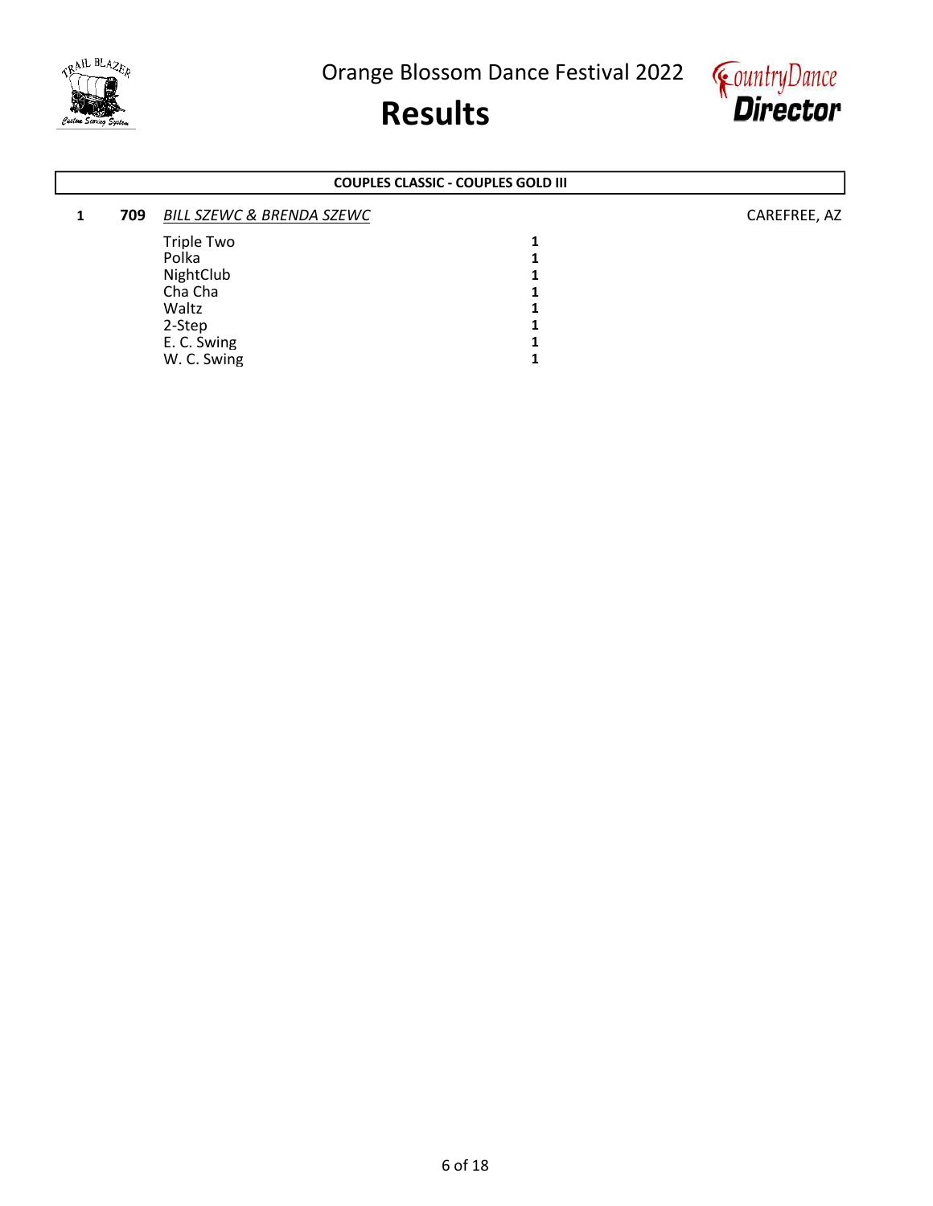# Orange Blossom Dance Festival 2022

# Results

## COUPLES CLASSIC - COUPLES GOLD III

**1** **709** *BILL SZEWC & BRENDA SZEWC* CAREFREE, AZ

| Dance | Place |
|---|---|
| Triple Two | **1** |
| Polka | **1** |
| NightClub | **1** |
| Cha Cha | **1** |
| Waltz | **1** |
| 2-Step | **1** |
| E. C. Swing | **1** |
| W. C. Swing | **1** |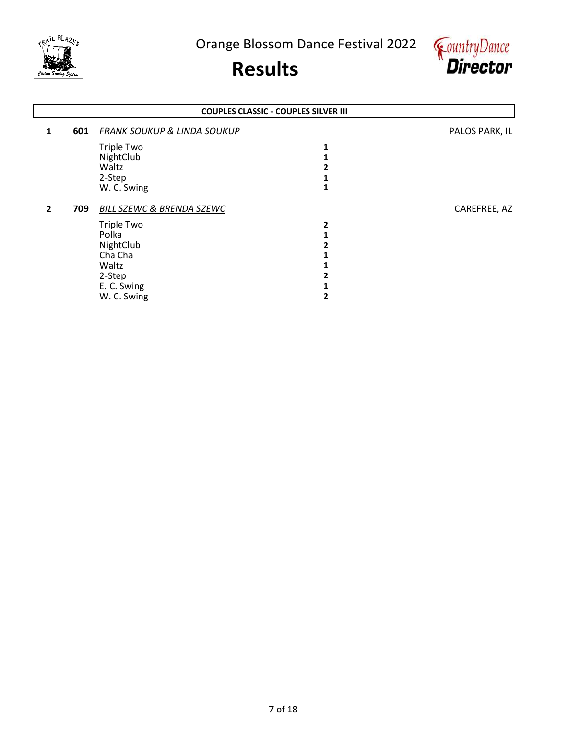Orange Blossom Dance Festival 2022

# Results

## COUPLES CLASSIC - COUPLES SILVER III

**1** **601** *FRANK SOUKUP & LINDA SOUKUP* — PALOS PARK, IL

| Dance | Place |
|---|---|
| Triple Two | **1** |
| NightClub | **1** |
| Waltz | **2** |
| 2-Step | **1** |
| W. C. Swing | **1** |

**2** **709** *BILL SZEWC & BRENDA SZEWC* — CAREFREE, AZ

| Dance | Place |
|---|---|
| Triple Two | **2** |
| Polka | **1** |
| NightClub | **2** |
| Cha Cha | **1** |
| Waltz | **1** |
| 2-Step | **2** |
| E. C. Swing | **1** |
| W. C. Swing | **2** |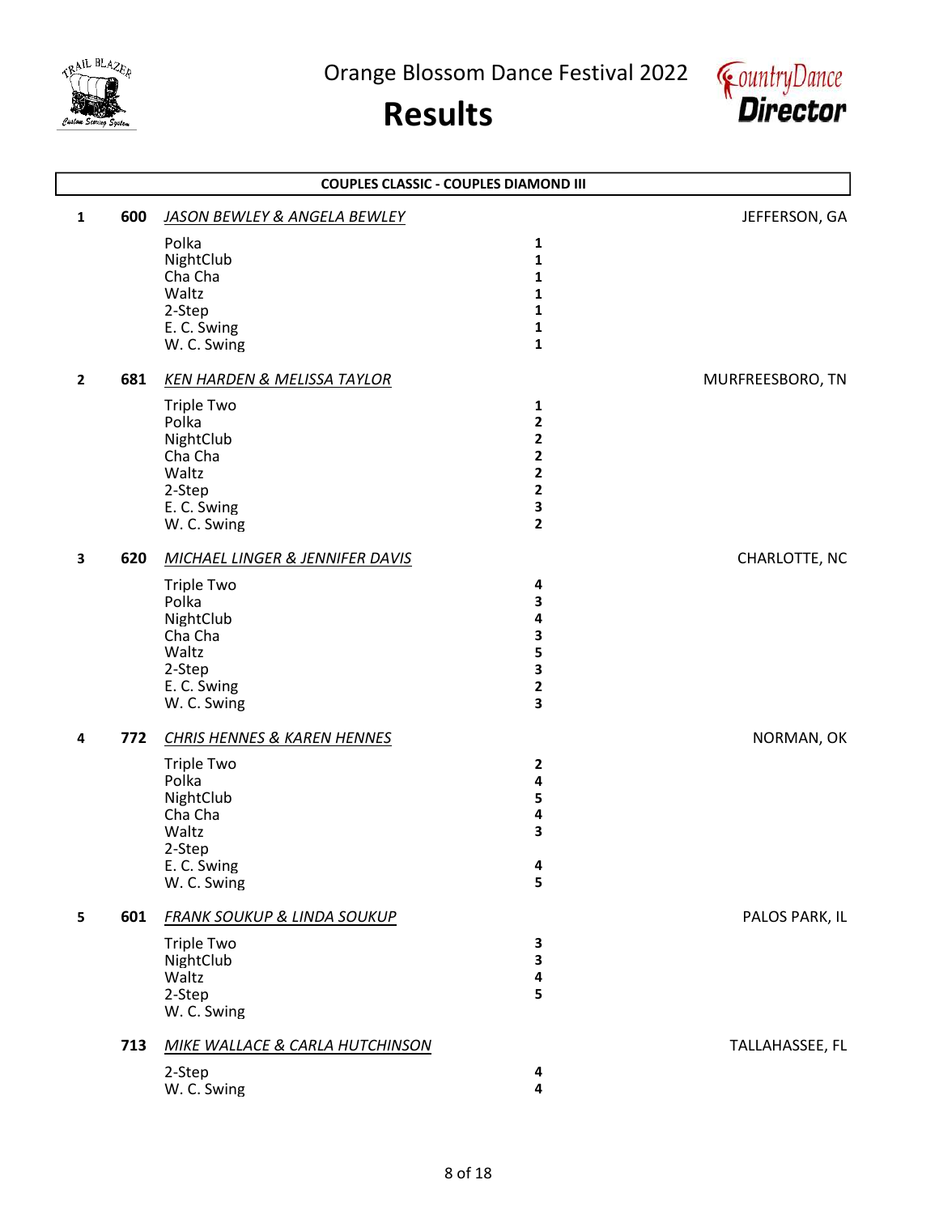Orange Blossom Dance Festival 2022

# Results

## COUPLES CLASSIC - COUPLES DIAMOND III

**1** **600** *JASON BEWLEY & ANGELA BEWLEY* — JEFFERSON, GA

| Dance | Place |
|---|---|
| Polka | 1 |
| NightClub | 1 |
| Cha Cha | 1 |
| Waltz | 1 |
| 2-Step | 1 |
| E. C. Swing | 1 |
| W. C. Swing | 1 |

**2** **681** *KEN HARDEN & MELISSA TAYLOR* — MURFREESBORO, TN

| Dance | Place |
|---|---|
| Triple Two | 1 |
| Polka | 2 |
| NightClub | 2 |
| Cha Cha | 2 |
| Waltz | 2 |
| 2-Step | 2 |
| E. C. Swing | 3 |
| W. C. Swing | 2 |

**3** **620** *MICHAEL LINGER & JENNIFER DAVIS* — CHARLOTTE, NC

| Dance | Place |
|---|---|
| Triple Two | 4 |
| Polka | 3 |
| NightClub | 4 |
| Cha Cha | 3 |
| Waltz | 5 |
| 2-Step | 3 |
| E. C. Swing | 2 |
| W. C. Swing | 3 |

**4** **772** *CHRIS HENNES & KAREN HENNES* — NORMAN, OK

| Dance | Place |
|---|---|
| Triple Two | 2 |
| Polka | 4 |
| NightClub | 5 |
| Cha Cha | 4 |
| Waltz | 3 |
| 2-Step | |
| E. C. Swing | 4 |
| W. C. Swing | 5 |

**5** **601** *FRANK SOUKUP & LINDA SOUKUP* — PALOS PARK, IL

| Dance | Place |
|---|---|
| Triple Two | 3 |
| NightClub | 3 |
| Waltz | 4 |
| 2-Step | 5 |
| W. C. Swing | |

**713** *MIKE WALLACE & CARLA HUTCHINSON* — TALLAHASSEE, FL

| Dance | Place |
|---|---|
| 2-Step | 4 |
| W. C. Swing | 4 |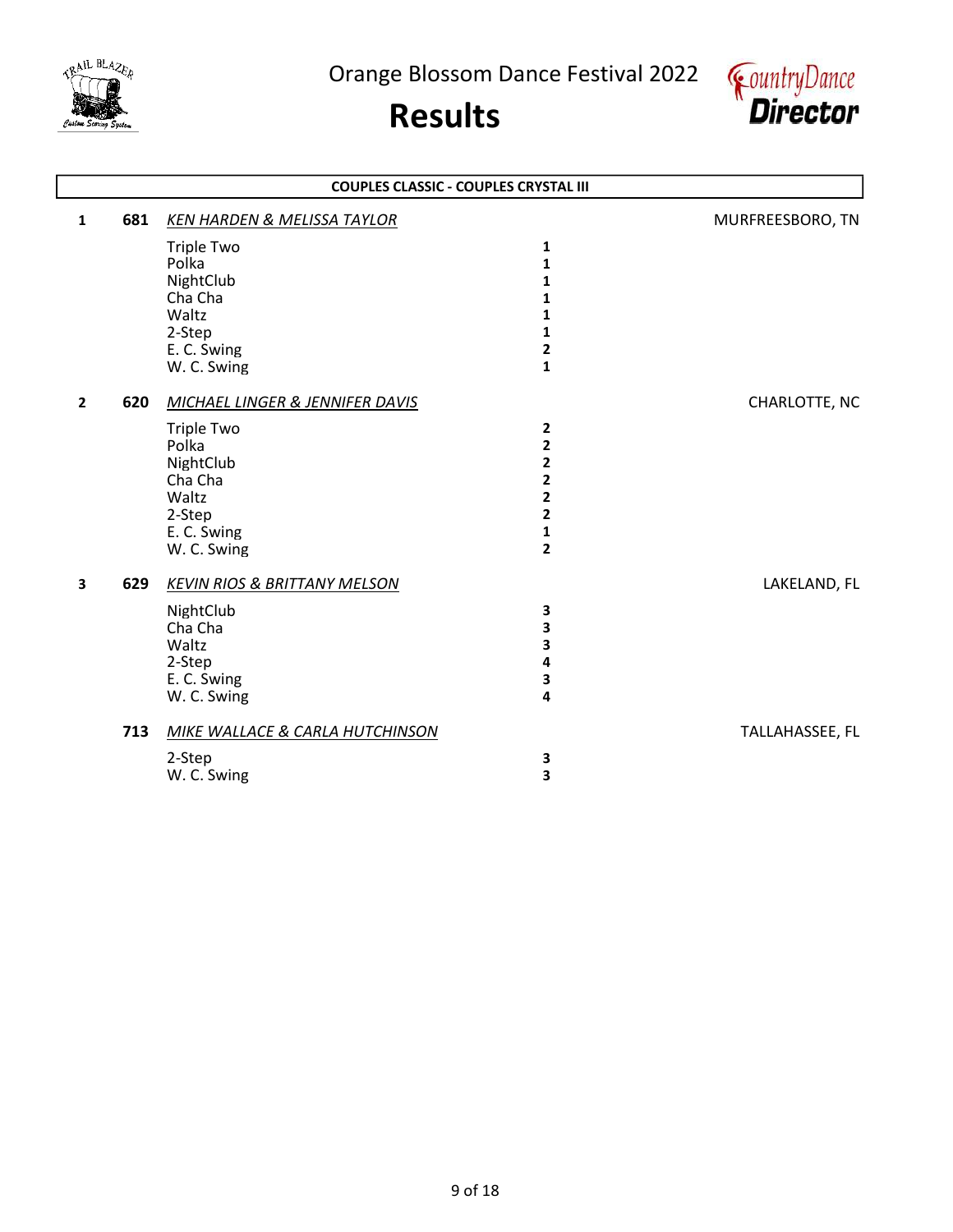Orange Blossom Dance Festival 2022

# Results

## COUPLES CLASSIC - COUPLES CRYSTAL III

**1** **681** *KEN HARDEN & MELISSA TAYLOR* — MURFREESBORO, TN

| Dance | Place |
|---|---|
| Triple Two | 1 |
| Polka | 1 |
| NightClub | 1 |
| Cha Cha | 1 |
| Waltz | 1 |
| 2-Step | 1 |
| E. C. Swing | 2 |
| W. C. Swing | 1 |

**2** **620** *MICHAEL LINGER & JENNIFER DAVIS* — CHARLOTTE, NC

| Dance | Place |
|---|---|
| Triple Two | 2 |
| Polka | 2 |
| NightClub | 2 |
| Cha Cha | 2 |
| Waltz | 2 |
| 2-Step | 2 |
| E. C. Swing | 1 |
| W. C. Swing | 2 |

**3** **629** *KEVIN RIOS & BRITTANY MELSON* — LAKELAND, FL

| Dance | Place |
|---|---|
| NightClub | 3 |
| Cha Cha | 3 |
| Waltz | 3 |
| 2-Step | 4 |
| E. C. Swing | 3 |
| W. C. Swing | 4 |

**713** *MIKE WALLACE & CARLA HUTCHINSON* — TALLAHASSEE, FL

| Dance | Place |
|---|---|
| 2-Step | 3 |
| W. C. Swing | 3 |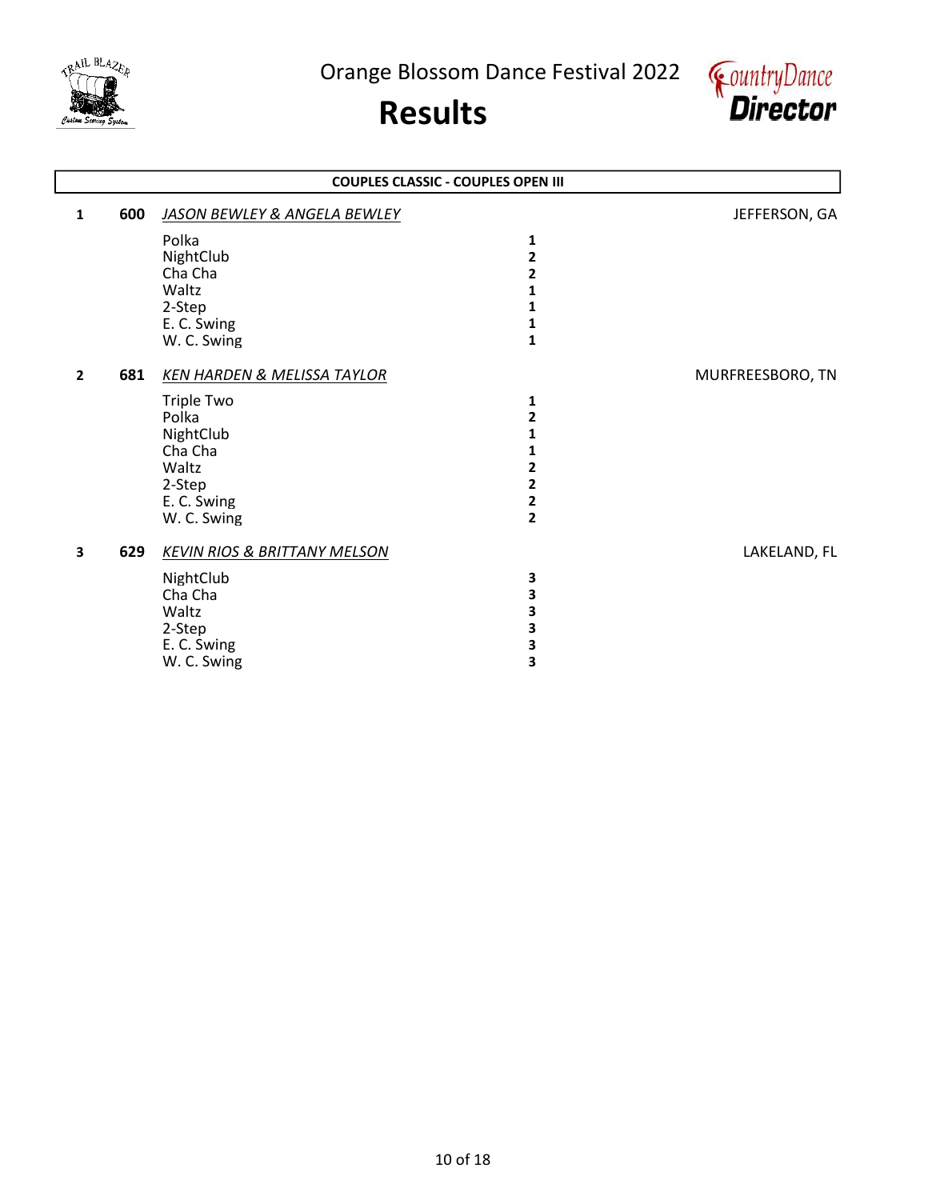Orange Blossom Dance Festival 2022

# Results

## COUPLES CLASSIC - COUPLES OPEN III

**1** **600** *JASON BEWLEY & ANGELA BEWLEY* JEFFERSON, GA

| Dance | Place |
|---|---|
| Polka | **1** |
| NightClub | **2** |
| Cha Cha | **2** |
| Waltz | **1** |
| 2-Step | **1** |
| E. C. Swing | **1** |
| W. C. Swing | **1** |

**2** **681** *KEN HARDEN & MELISSA TAYLOR* MURFREESBORO, TN

| Dance | Place |
|---|---|
| Triple Two | **1** |
| Polka | **2** |
| NightClub | **1** |
| Cha Cha | **1** |
| Waltz | **2** |
| 2-Step | **2** |
| E. C. Swing | **2** |
| W. C. Swing | **2** |

**3** **629** *KEVIN RIOS & BRITTANY MELSON* LAKELAND, FL

| Dance | Place |
|---|---|
| NightClub | **3** |
| Cha Cha | **3** |
| Waltz | **3** |
| 2-Step | **3** |
| E. C. Swing | **3** |
| W. C. Swing | **3** |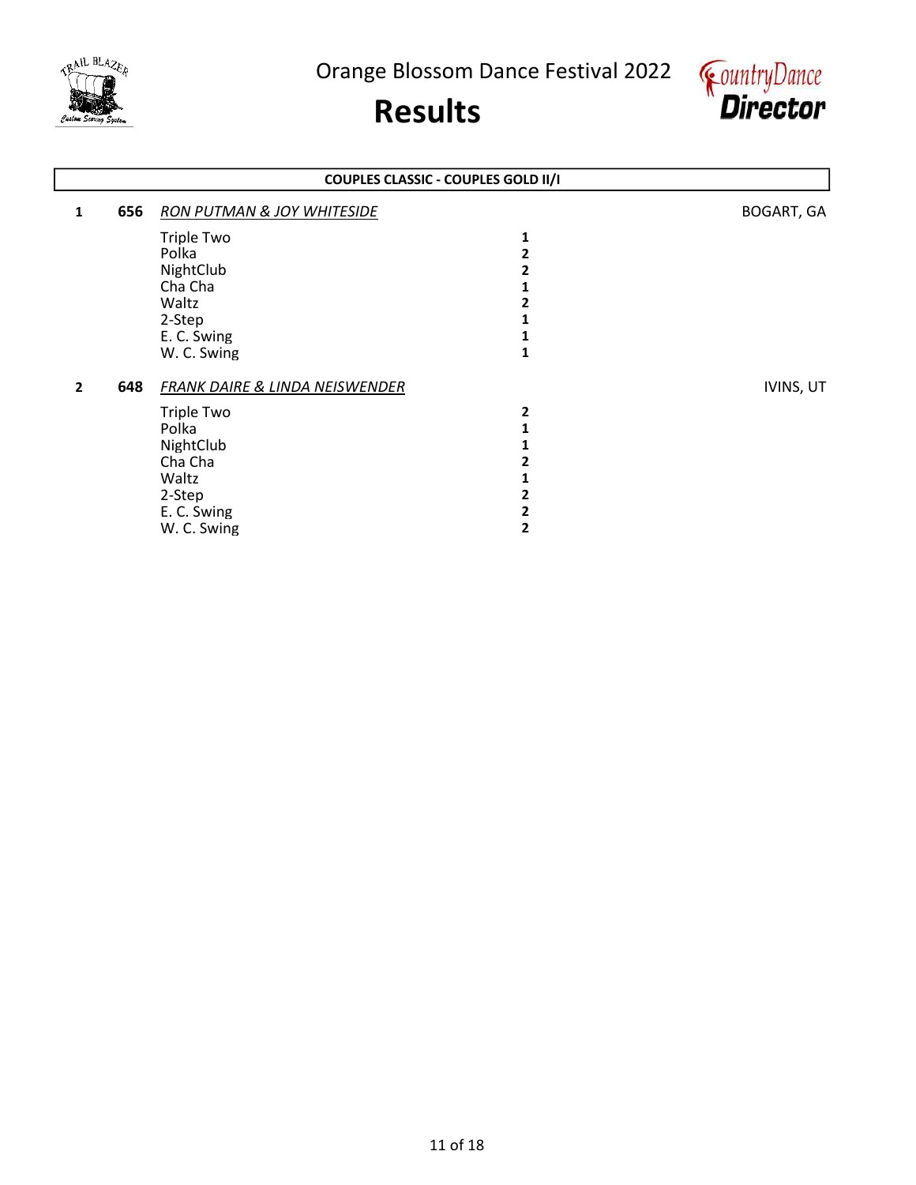# Orange Blossom Dance Festival 2022

# Results

**COUPLES CLASSIC - COUPLES GOLD II/I**

**1** **656** *RON PUTMAN & JOY WHITESIDE* — BOGART, GA

| Dance | Placement |
|---|---|
| Triple Two | **1** |
| Polka | **2** |
| NightClub | **2** |
| Cha Cha | **1** |
| Waltz | **2** |
| 2-Step | **1** |
| E. C. Swing | **1** |
| W. C. Swing | **1** |

**2** **648** *FRANK DAIRE & LINDA NEISWENDER* — IVINS, UT

| Dance | Placement |
|---|---|
| Triple Two | **2** |
| Polka | **1** |
| NightClub | **1** |
| Cha Cha | **2** |
| Waltz | **1** |
| 2-Step | **2** |
| E. C. Swing | **2** |
| W. C. Swing | **2** |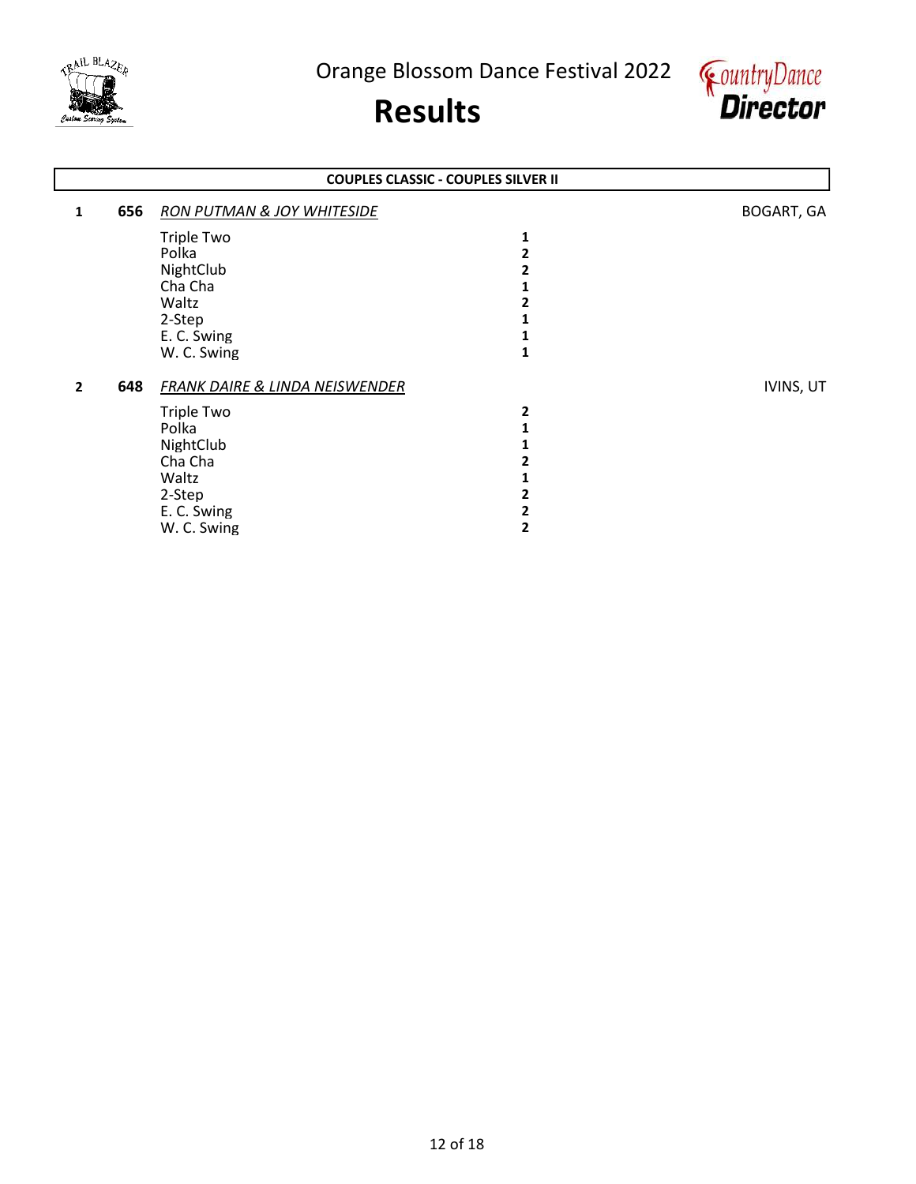Orange Blossom Dance Festival 2022

# Results

## COUPLES CLASSIC - COUPLES SILVER II

**1** **656** *RON PUTMAN & JOY WHITESIDE* — BOGART, GA

| Dance | Place |
|---|---|
| Triple Two | **1** |
| Polka | **2** |
| NightClub | **2** |
| Cha Cha | **1** |
| Waltz | **2** |
| 2-Step | **1** |
| E. C. Swing | **1** |
| W. C. Swing | **1** |

**2** **648** *FRANK DAIRE & LINDA NEISWENDER* — IVINS, UT

| Dance | Place |
|---|---|
| Triple Two | **2** |
| Polka | **1** |
| NightClub | **1** |
| Cha Cha | **2** |
| Waltz | **1** |
| 2-Step | **2** |
| E. C. Swing | **2** |
| W. C. Swing | **2** |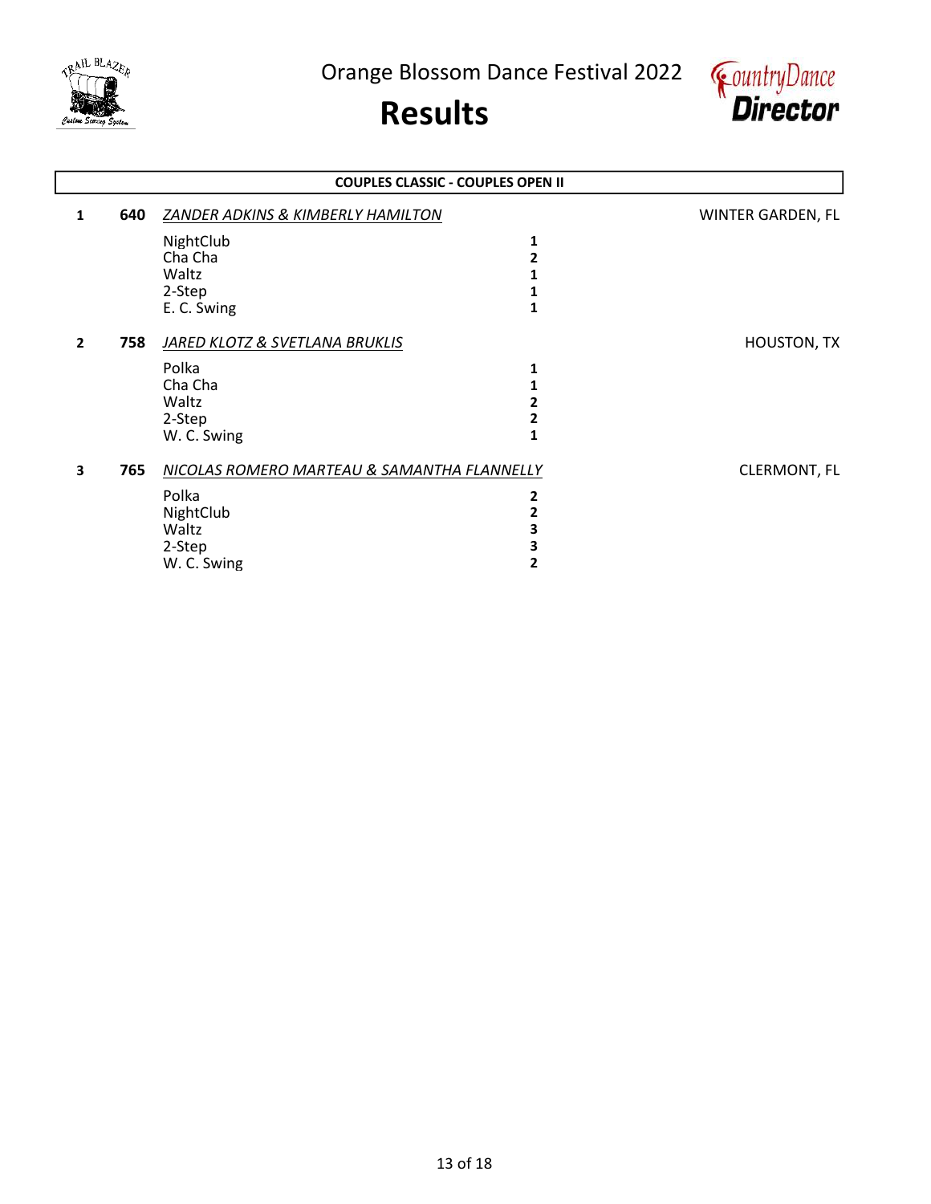# Orange Blossom Dance Festival 2022

# Results

## COUPLES CLASSIC - COUPLES OPEN II

**1** **640** *ZANDER ADKINS & KIMBERLY HAMILTON* — WINTER GARDEN, FL

| Dance | Place |
|---|---|
| NightClub | **1** |
| Cha Cha | **2** |
| Waltz | **1** |
| 2-Step | **1** |
| E. C. Swing | **1** |

**2** **758** *JARED KLOTZ & SVETLANA BRUKLIS* — HOUSTON, TX

| Dance | Place |
|---|---|
| Polka | **1** |
| Cha Cha | **1** |
| Waltz | **2** |
| 2-Step | **2** |
| W. C. Swing | **1** |

**3** **765** *NICOLAS ROMERO MARTEAU & SAMANTHA FLANNELLY* — CLERMONT, FL

| Dance | Place |
|---|---|
| Polka | **2** |
| NightClub | **2** |
| Waltz | **3** |
| 2-Step | **3** |
| W. C. Swing | **2** |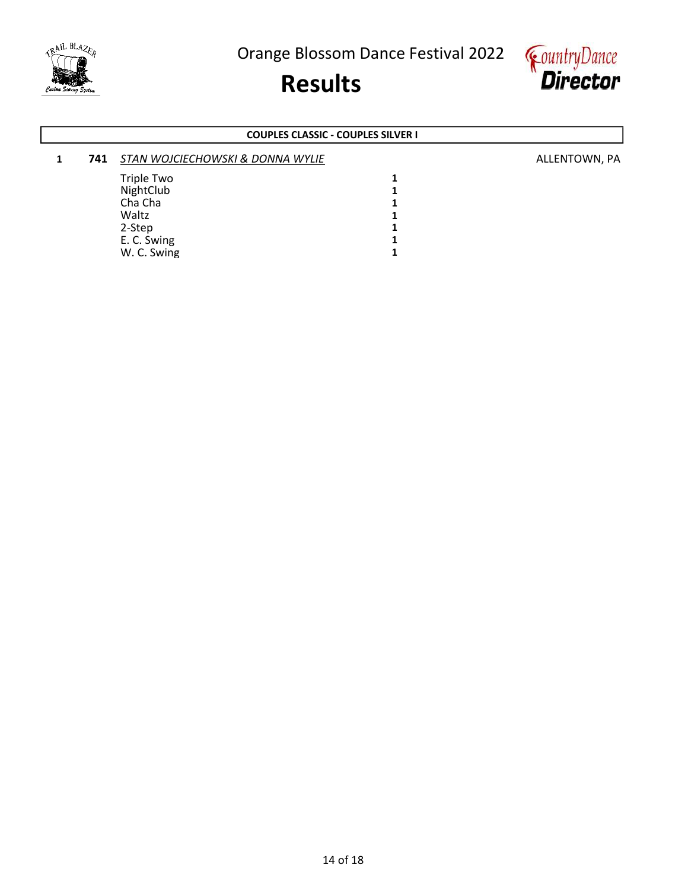Orange Blossom Dance Festival 2022

# Results

## COUPLES CLASSIC - COUPLES SILVER I

| Place | No. | Couple | Dance | Result | Location |
|---|---|---|---|---|---|
| 1 | 741 | *STAN WOJCIECHOWSKI & DONNA WYLIE* | | | ALLENTOWN, PA |
| | | | Triple Two | 1 | |
| | | | NightClub | 1 | |
| | | | Cha Cha | 1 | |
| | | | Waltz | 1 | |
| | | | 2-Step | 1 | |
| | | | E. C. Swing | 1 | |
| | | | W. C. Swing | 1 | |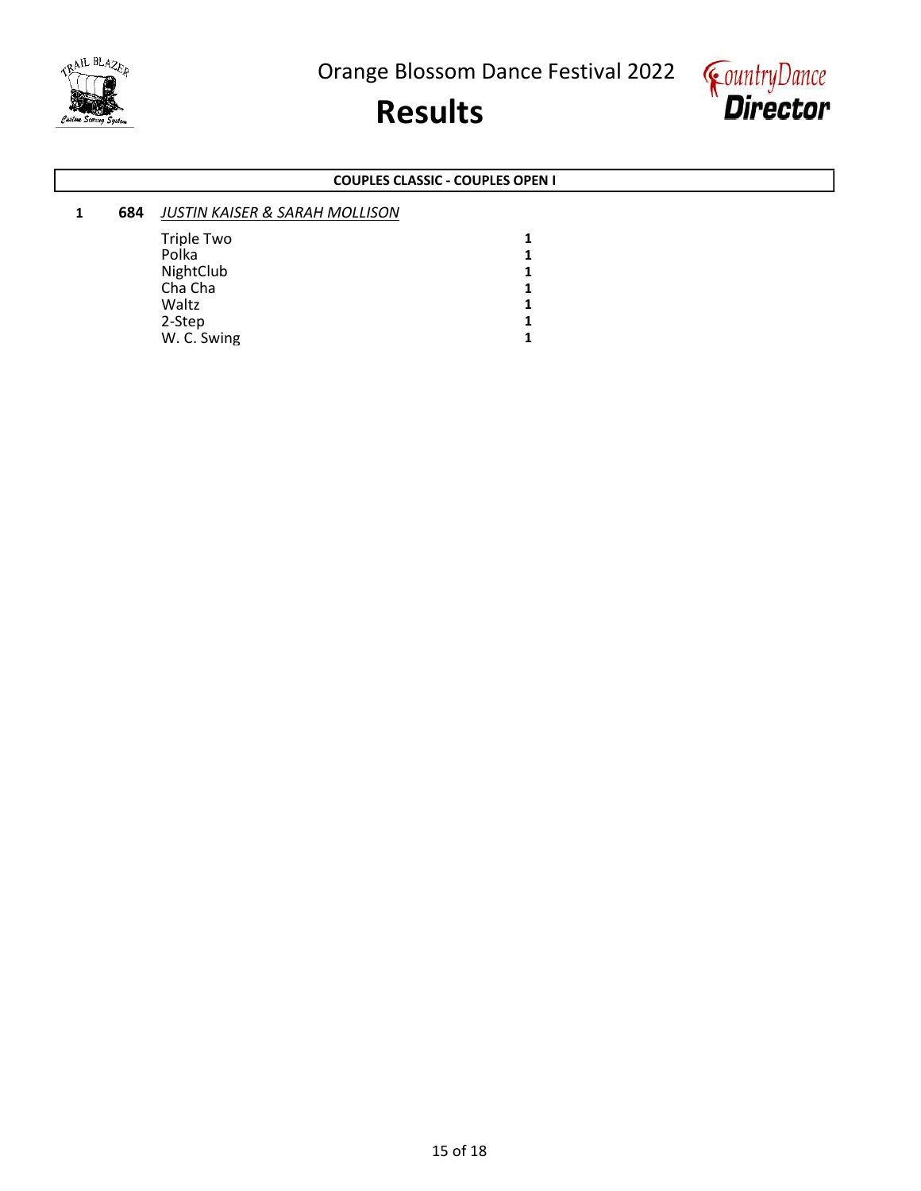**COUPLES CLASSIC - COUPLES OPEN I**

**1** **684** *JUSTIN KAISER & SARAH MOLLISON*

| Dance | Place |
|---|---|
| Triple Two | **1** |
| Polka | **1** |
| NightClub | **1** |
| Cha Cha | **1** |
| Waltz | **1** |
| 2-Step | **1** |
| W. C. Swing | **1** |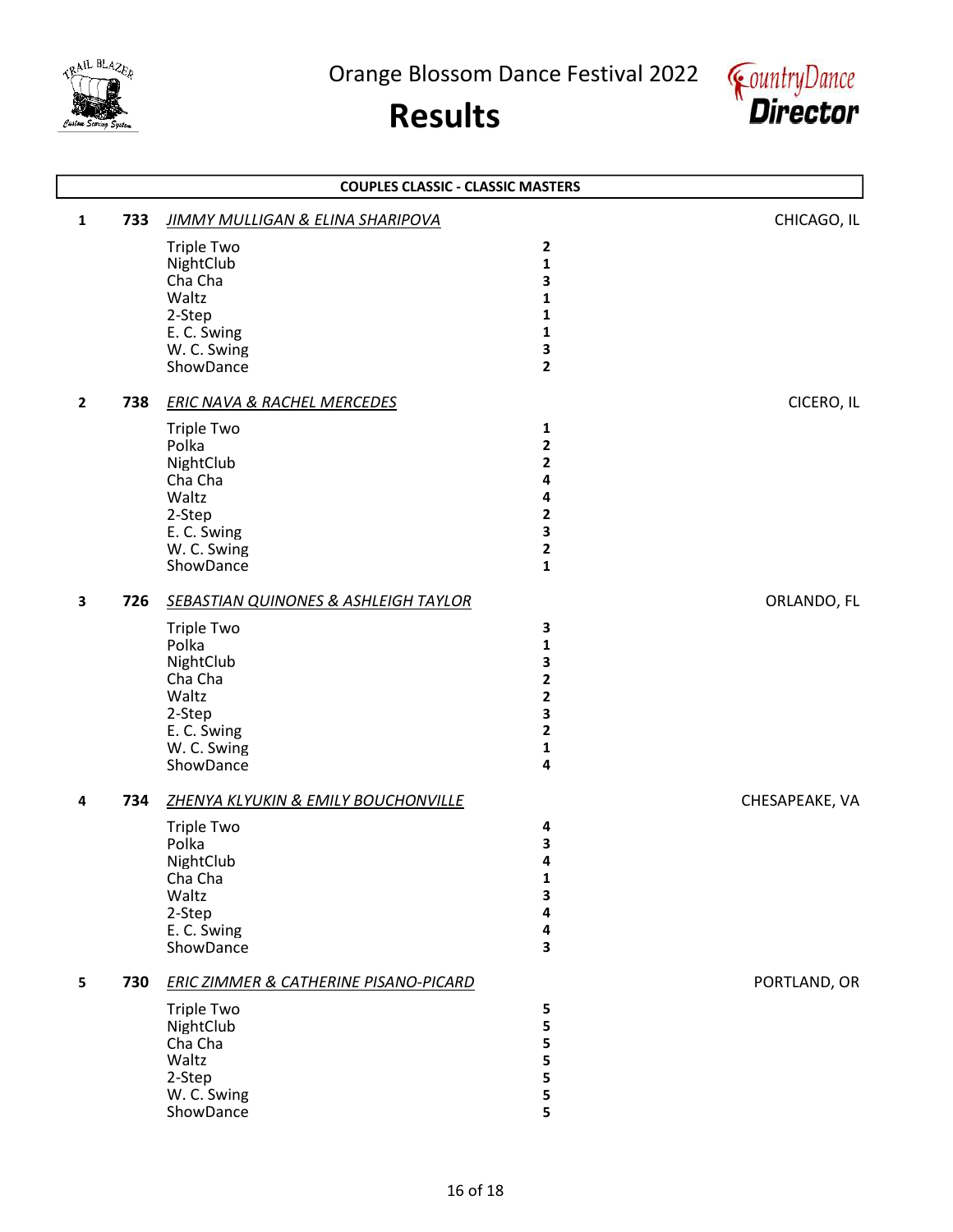Orange Blossom Dance Festival 2022

# Results

## COUPLES CLASSIC - CLASSIC MASTERS

**1** **733** *JIMMY MULLIGAN & ELINA SHARIPOVA* — CHICAGO, IL

| Dance | Place |
|---|---|
| Triple Two | 2 |
| NightClub | 1 |
| Cha Cha | 3 |
| Waltz | 1 |
| 2-Step | 1 |
| E. C. Swing | 1 |
| W. C. Swing | 3 |
| ShowDance | 2 |

**2** **738** *ERIC NAVA & RACHEL MERCEDES* — CICERO, IL

| Dance | Place |
|---|---|
| Triple Two | 1 |
| Polka | 2 |
| NightClub | 2 |
| Cha Cha | 4 |
| Waltz | 4 |
| 2-Step | 2 |
| E. C. Swing | 3 |
| W. C. Swing | 2 |
| ShowDance | 1 |

**3** **726** *SEBASTIAN QUINONES & ASHLEIGH TAYLOR* — ORLANDO, FL

| Dance | Place |
|---|---|
| Triple Two | 3 |
| Polka | 1 |
| NightClub | 3 |
| Cha Cha | 2 |
| Waltz | 2 |
| 2-Step | 3 |
| E. C. Swing | 2 |
| W. C. Swing | 1 |
| ShowDance | 4 |

**4** **734** *ZHENYA KLYUKIN & EMILY BOUCHONVILLE* — CHESAPEAKE, VA

| Dance | Place |
|---|---|
| Triple Two | 4 |
| Polka | 3 |
| NightClub | 4 |
| Cha Cha | 1 |
| Waltz | 3 |
| 2-Step | 4 |
| E. C. Swing | 4 |
| ShowDance | 3 |

**5** **730** *ERIC ZIMMER & CATHERINE PISANO-PICARD* — PORTLAND, OR

| Dance | Place |
|---|---|
| Triple Two | 5 |
| NightClub | 5 |
| Cha Cha | 5 |
| Waltz | 5 |
| 2-Step | 5 |
| W. C. Swing | 5 |
| ShowDance | 5 |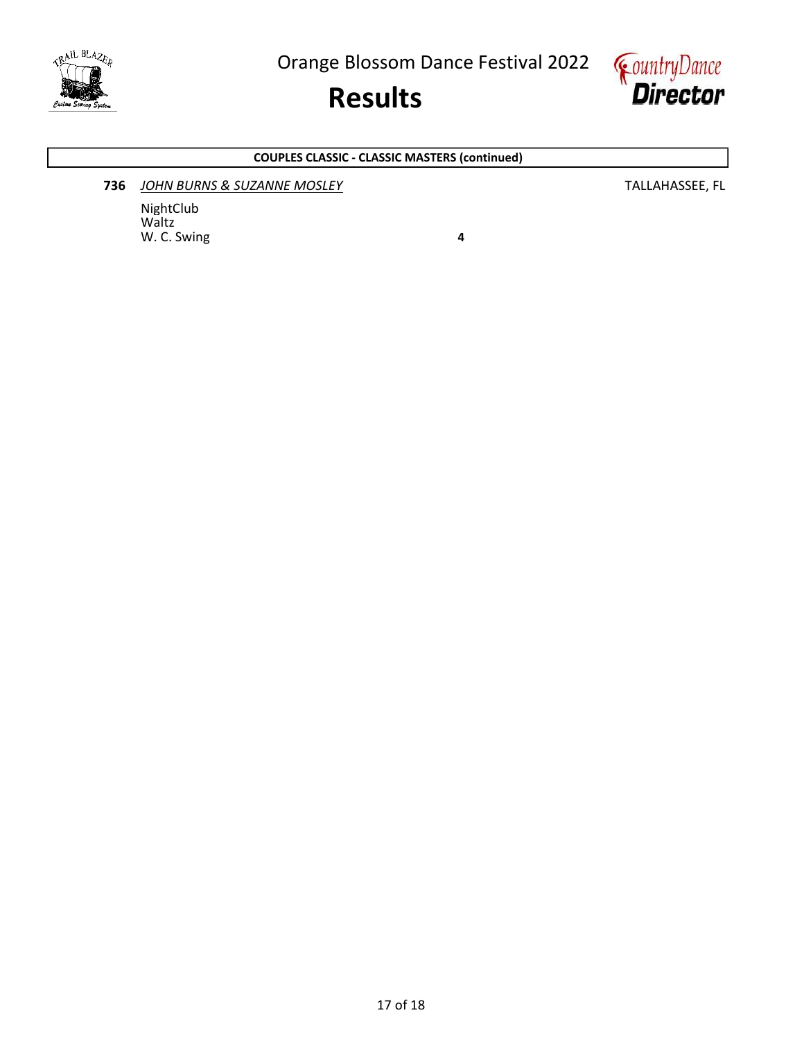Orange Blossom Dance Festival 2022

# Results

### COUPLES CLASSIC - CLASSIC MASTERS (continued)

**736** *JOHN BURNS & SUZANNE MOSLEY* TALLAHASSEE, FL

| Dance | Place |
|---|---|
| NightClub | |
| Waltz | |
| W. C. Swing | **4** |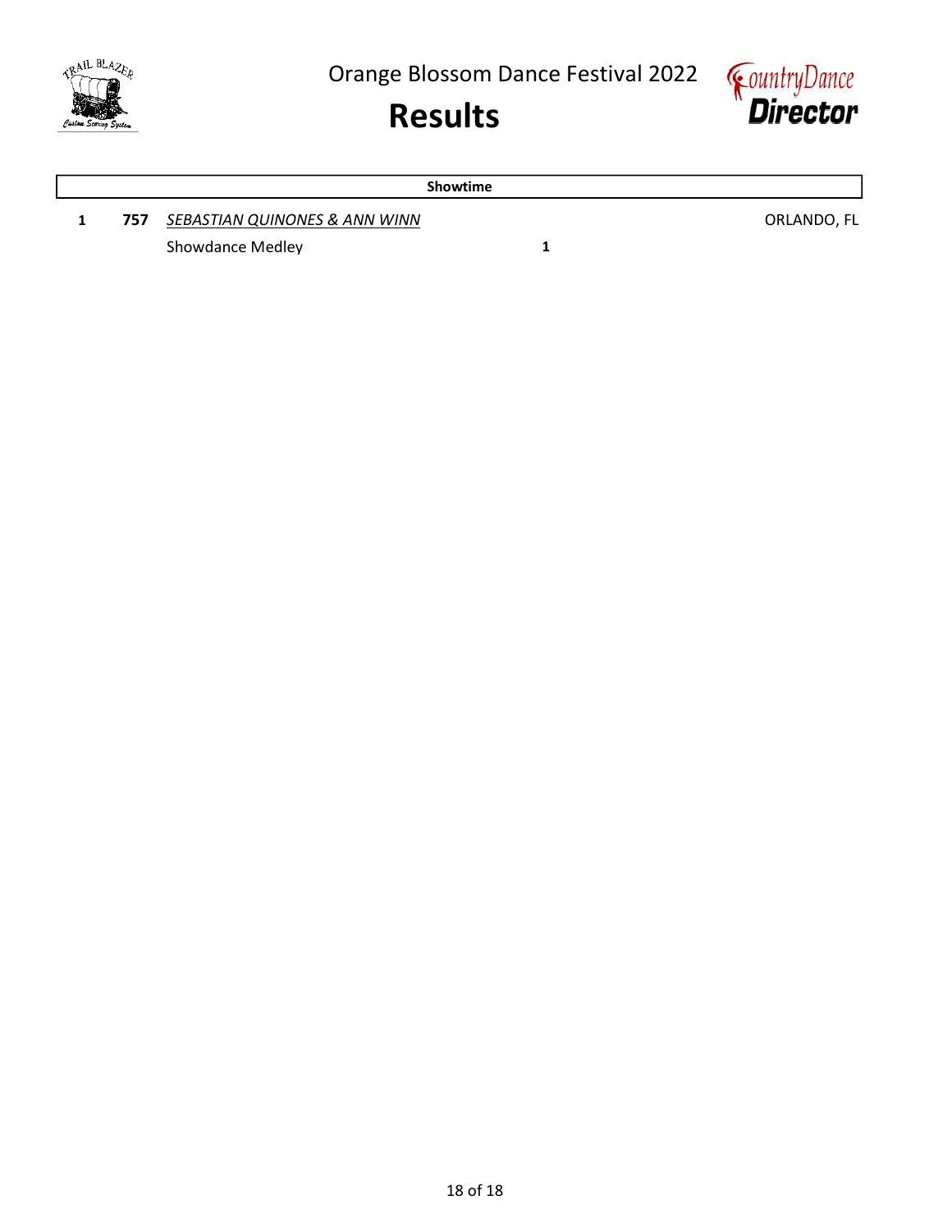# Orange Blossom Dance Festival 2022

# Results

| Showtime | | | | |
|---|---|---|---|---|
| 1 | **757** | *SEBASTIAN QUINONES & ANN WINN* | | ORLANDO, FL |
| | | Showdance Medley | **1** | |